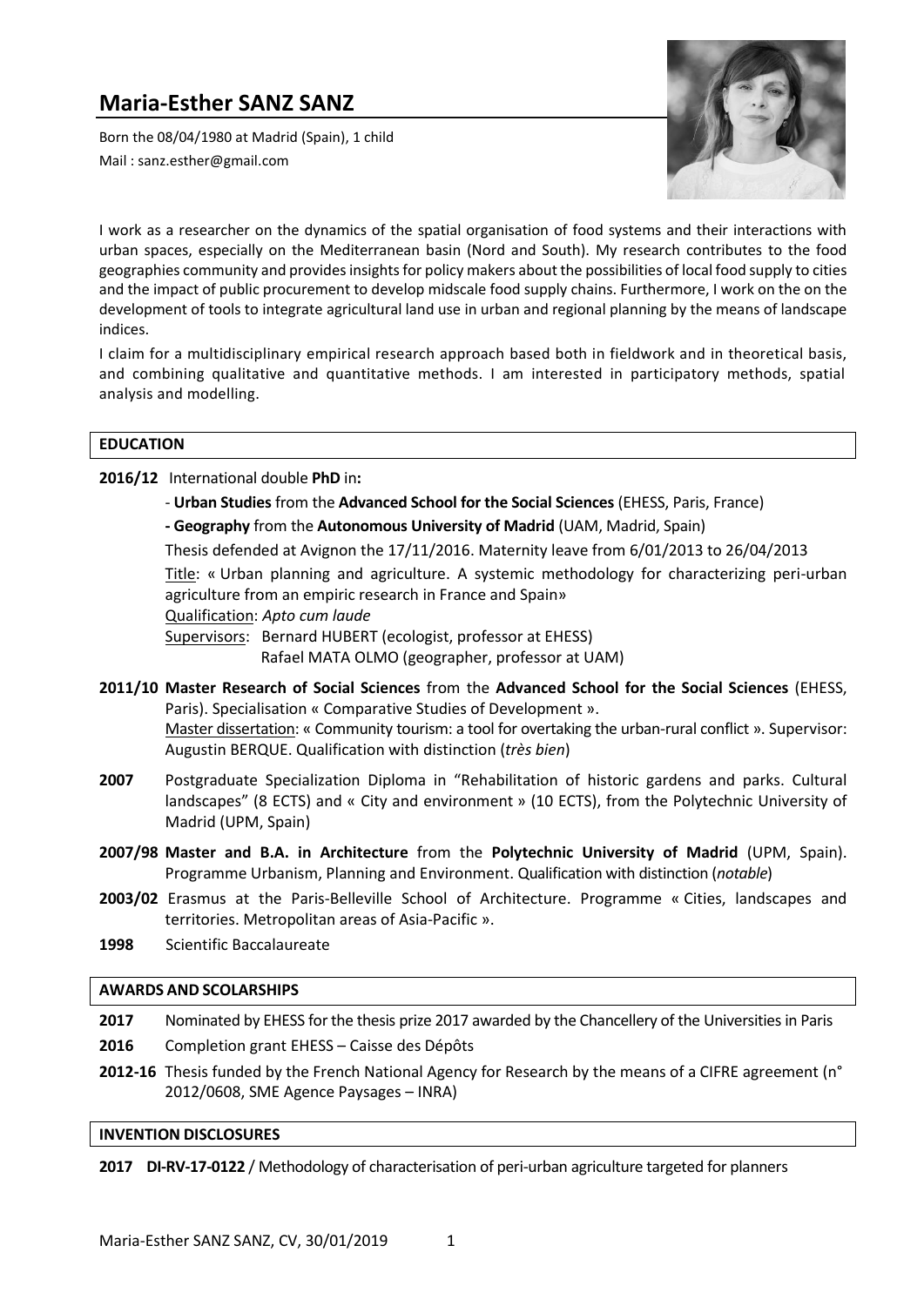# Maria-Esther SANZ SANZ

Born the 08/04/1980 at Madrid (Spain), 1 child

Mail : sanz.esther@gmail.com

I work as a researcher on the dynamics of the spatial organisation of food systems and their interactions with urban spaces, especially on the Mediterranean basin (Nord and South). My research contributes to the food geographies community and provides insights for policy makers about the possibilities of local food supply to cities and the impact of public procurement to develop midscale food supply chains. Furthermore, I work on the on the development of tools to integrate agricultural land use in urban and regional planning by the means of landscape indices.

I claim for a multidisciplinary empirical research approach based both in fieldwork and in theoretical basis, and combining qualitative and quantitative methods. I am interested in participatory methods, spatial analysis and modelling.

## EDUCATION

**2016/12** International double **PhD** in**:**

- **Urban Studies** from the **Advanced School for the Social Sciences** (EHESS, Paris, France)
- **Geography** from the **Autonomous University of Madrid** (UAM, Madrid, Spain)

Thesis defended at Avignon the 17/11/2016. Maternity leave from 6/01/2013 to 26/04/2013

Title: « Urban planning and agriculture. A systemic methodology for characterizing peri-urban agriculture from an empiric research in France and Spain»

Qualification: *Apto cum laude*

Supervisors: Bernard HUBERT (ecologist, professor at EHESS)
Rafael MATA OLMO (geographer, professor at UAM)

**2011/10 Master Research of Social Sciences** from the **Advanced School for the Social Sciences** (EHESS, Paris). Specialisation « Comparative Studies of Development ».
Master dissertation: « Community tourism: a tool for overtaking the urban-rural conflict ». Supervisor: Augustin BERQUE. Qualification with distinction (*très bien*)

**2007** Postgraduate Specialization Diploma in "Rehabilitation of historic gardens and parks. Cultural landscapes" (8 ECTS) and « City and environment » (10 ECTS), from the Polytechnic University of Madrid (UPM, Spain)

**2007/98 Master and B.A. in Architecture** from the **Polytechnic University of Madrid** (UPM, Spain). Programme Urbanism, Planning and Environment. Qualification with distinction (*notable*)

**2003/02** Erasmus at the Paris-Belleville School of Architecture. Programme « Cities, landscapes and territories. Metropolitan areas of Asia-Pacific ».

**1998** Scientific Baccalaureate

## AWARDS AND SCOLARSHIPS

**2017** Nominated by EHESS for the thesis prize 2017 awarded by the Chancellery of the Universities in Paris

**2016** Completion grant EHESS – Caisse des Dépôts

**2012-16** Thesis funded by the French National Agency for Research by the means of a CIFRE agreement (n° 2012/0608, SME Agence Paysages – INRA)

## INVENTION DISCLOSURES

**2017 DI-RV-17-0122** / Methodology of characterisation of peri-urban agriculture targeted for planners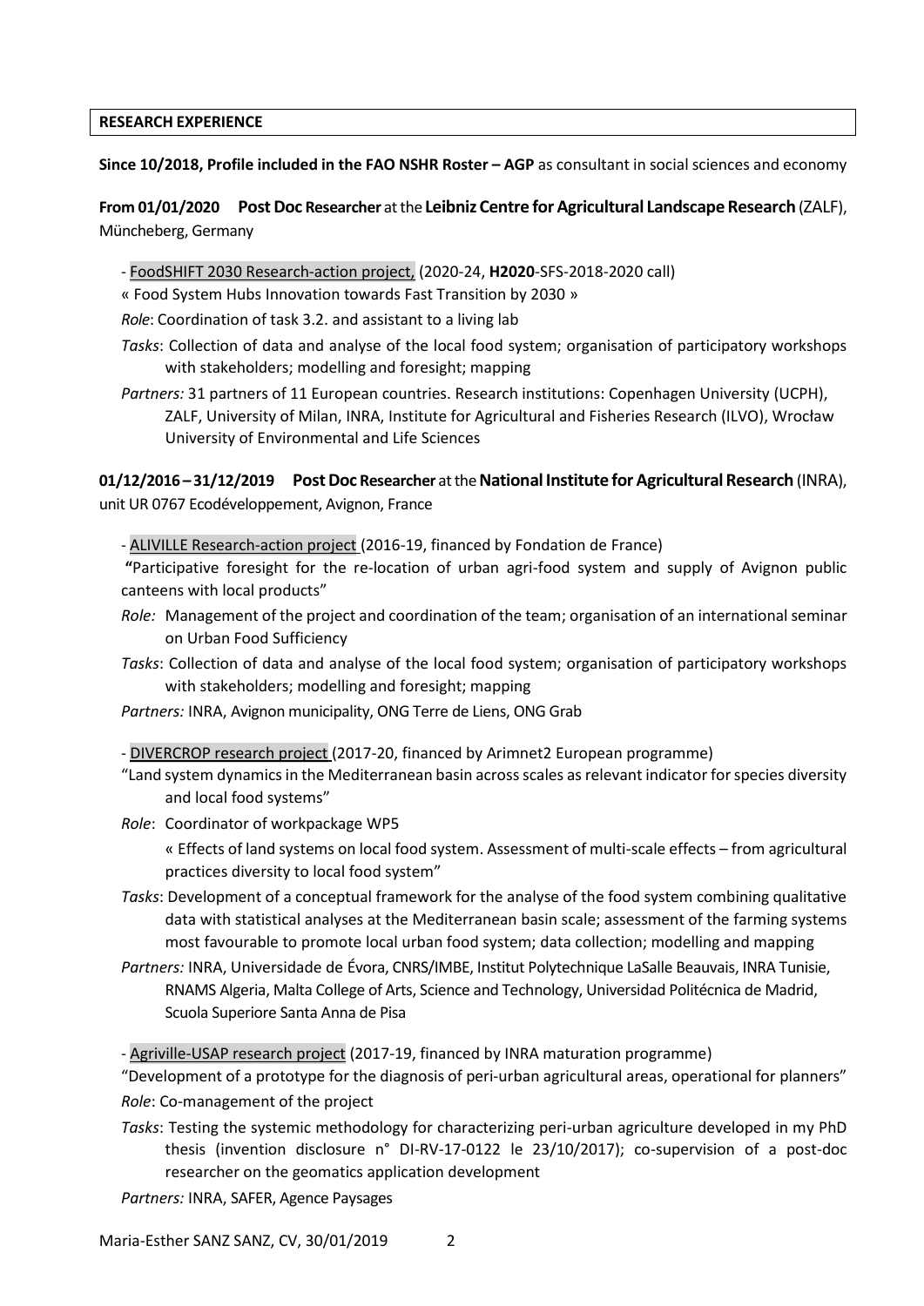## RESEARCH EXPERIENCE

**Since 10/2018, Profile included in the FAO NSHR Roster – AGP** as consultant in social sciences and economy

**From 01/01/2020 Post Doc Researcher** at the **Leibniz Centre for Agricultural Landscape Research** (ZALF), Müncheberg, Germany

- FoodSHIFT 2030 Research-action project, (2020-24, **H2020**-SFS-2018-2020 call)

« Food System Hubs Innovation towards Fast Transition by 2030 »

*Role*: Coordination of task 3.2. and assistant to a living lab

*Tasks*: Collection of data and analyse of the local food system; organisation of participatory workshops with stakeholders; modelling and foresight; mapping

*Partners:* 31 partners of 11 European countries. Research institutions: Copenhagen University (UCPH), ZALF, University of Milan, INRA, Institute for Agricultural and Fisheries Research (ILVO), Wrocław University of Environmental and Life Sciences

**01/12/2016 – 31/12/2019 Post Doc Researcher** at the **National Institute for Agricultural Research** (INRA), unit UR 0767 Ecodéveloppement, Avignon, France

- ALIVILLE Research-action project (2016-19, financed by Fondation de France)

**"**Participative foresight for the re-location of urban agri-food system and supply of Avignon public canteens with local products"

*Role:* Management of the project and coordination of the team; organisation of an international seminar on Urban Food Sufficiency

*Tasks*: Collection of data and analyse of the local food system; organisation of participatory workshops with stakeholders; modelling and foresight; mapping

*Partners:* INRA, Avignon municipality, ONG Terre de Liens, ONG Grab

- DIVERCROP research project (2017-20, financed by Arimnet2 European programme)

"Land system dynamics in the Mediterranean basin across scales as relevant indicator for species diversity and local food systems"

*Role*: Coordinator of workpackage WP5

« Effects of land systems on local food system. Assessment of multi-scale effects – from agricultural practices diversity to local food system"

*Tasks*: Development of a conceptual framework for the analyse of the food system combining qualitative data with statistical analyses at the Mediterranean basin scale; assessment of the farming systems most favourable to promote local urban food system; data collection; modelling and mapping

*Partners:* INRA, Universidade de Évora, CNRS/IMBE, Institut Polytechnique LaSalle Beauvais, INRA Tunisie, RNAMS Algeria, Malta College of Arts, Science and Technology, Universidad Politécnica de Madrid, Scuola Superiore Santa Anna de Pisa

- Agriville-USAP research project (2017-19, financed by INRA maturation programme)

"Development of a prototype for the diagnosis of peri-urban agricultural areas, operational for planners"

*Role*: Co-management of the project

*Tasks*: Testing the systemic methodology for characterizing peri-urban agriculture developed in my PhD thesis (invention disclosure n° DI-RV-17-0122 le 23/10/2017); co-supervision of a post-doc researcher on the geomatics application development

*Partners:* INRA, SAFER, Agence Paysages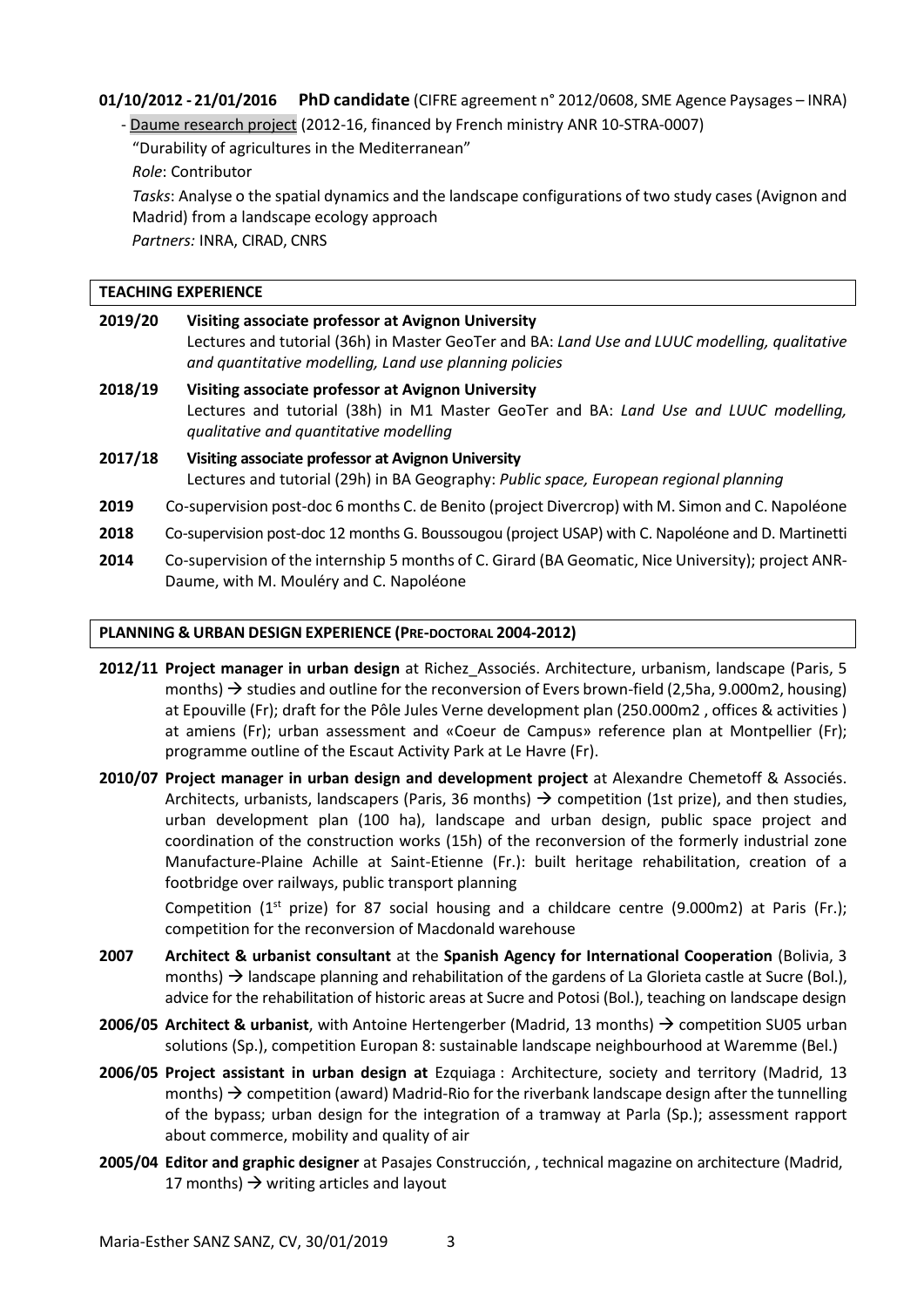**01/10/2012 - 21/01/2016** **PhD candidate** (CIFRE agreement n° 2012/0608, SME Agence Paysages – INRA)

- Daume research project (2012-16, financed by French ministry ANR 10-STRA-0007)
  "Durability of agricultures in the Mediterranean"
  *Role*: Contributor
  *Tasks*: Analyse o the spatial dynamics and the landscape configurations of two study cases (Avignon and Madrid) from a landscape ecology approach
  *Partners:* INRA, CIRAD, CNRS

## TEACHING EXPERIENCE

**2019/20** **Visiting associate professor at Avignon University**
Lectures and tutorial (36h) in Master GeoTer and BA: *Land Use and LUUC modelling, qualitative and quantitative modelling, Land use planning policies*

**2018/19** **Visiting associate professor at Avignon University**
Lectures and tutorial (38h) in M1 Master GeoTer and BA: *Land Use and LUUC modelling, qualitative and quantitative modelling*

**2017/18** **Visiting associate professor at Avignon University**
Lectures and tutorial (29h) in BA Geography: *Public space, European regional planning*

**2019** Co-supervision post-doc 6 months C. de Benito (project Divercrop) with M. Simon and C. Napoléone

**2018** Co-supervision post-doc 12 months G. Boussougou (project USAP) with C. Napoléone and D. Martinetti

**2014** Co-supervision of the internship 5 months of C. Girard (BA Geomatic, Nice University); project ANR-Daume, with M. Mouléry and C. Napoléone

## PLANNING & URBAN DESIGN EXPERIENCE (PRE-DOCTORAL 2004-2012)

**2012/11** **Project manager in urban design** at Richez_Associés. Architecture, urbanism, landscape (Paris, 5 months) → studies and outline for the reconversion of Evers brown-field (2,5ha, 9.000m2, housing) at Epouville (Fr); draft for the Pôle Jules Verne development plan (250.000m2 , offices & activities ) at amiens (Fr); urban assessment and «Coeur de Campus» reference plan at Montpellier (Fr); programme outline of the Escaut Activity Park at Le Havre (Fr).

**2010/07** **Project manager in urban design and development project** at Alexandre Chemetoff & Associés. Architects, urbanists, landscapers (Paris, 36 months) → competition (1st prize), and then studies, urban development plan (100 ha), landscape and urban design, public space project and coordination of the construction works (15h) of the reconversion of the formerly industrial zone Manufacture-Plaine Achille at Saint-Etienne (Fr.): built heritage rehabilitation, creation of a footbridge over railways, public transport planning

Competition (1st prize) for 87 social housing and a childcare centre (9.000m2) at Paris (Fr.); competition for the reconversion of Macdonald warehouse

**2007** **Architect & urbanist consultant** at the **Spanish Agency for International Cooperation** (Bolivia, 3 months) → landscape planning and rehabilitation of the gardens of La Glorieta castle at Sucre (Bol.), advice for the rehabilitation of historic areas at Sucre and Potosi (Bol.), teaching on landscape design

**2006/05** **Architect & urbanist**, with Antoine Hertengerber (Madrid, 13 months) → competition SU05 urban solutions (Sp.), competition Europan 8: sustainable landscape neighbourhood at Waremme (Bel.)

**2006/05** **Project assistant in urban design at** Ezquiaga : Architecture, society and territory (Madrid, 13 months) → competition (award) Madrid-Rio for the riverbank landscape design after the tunnelling of the bypass; urban design for the integration of a tramway at Parla (Sp.); assessment rapport about commerce, mobility and quality of air

**2005/04** **Editor and graphic designer** at Pasajes Construcción, , technical magazine on architecture (Madrid, 17 months) → writing articles and layout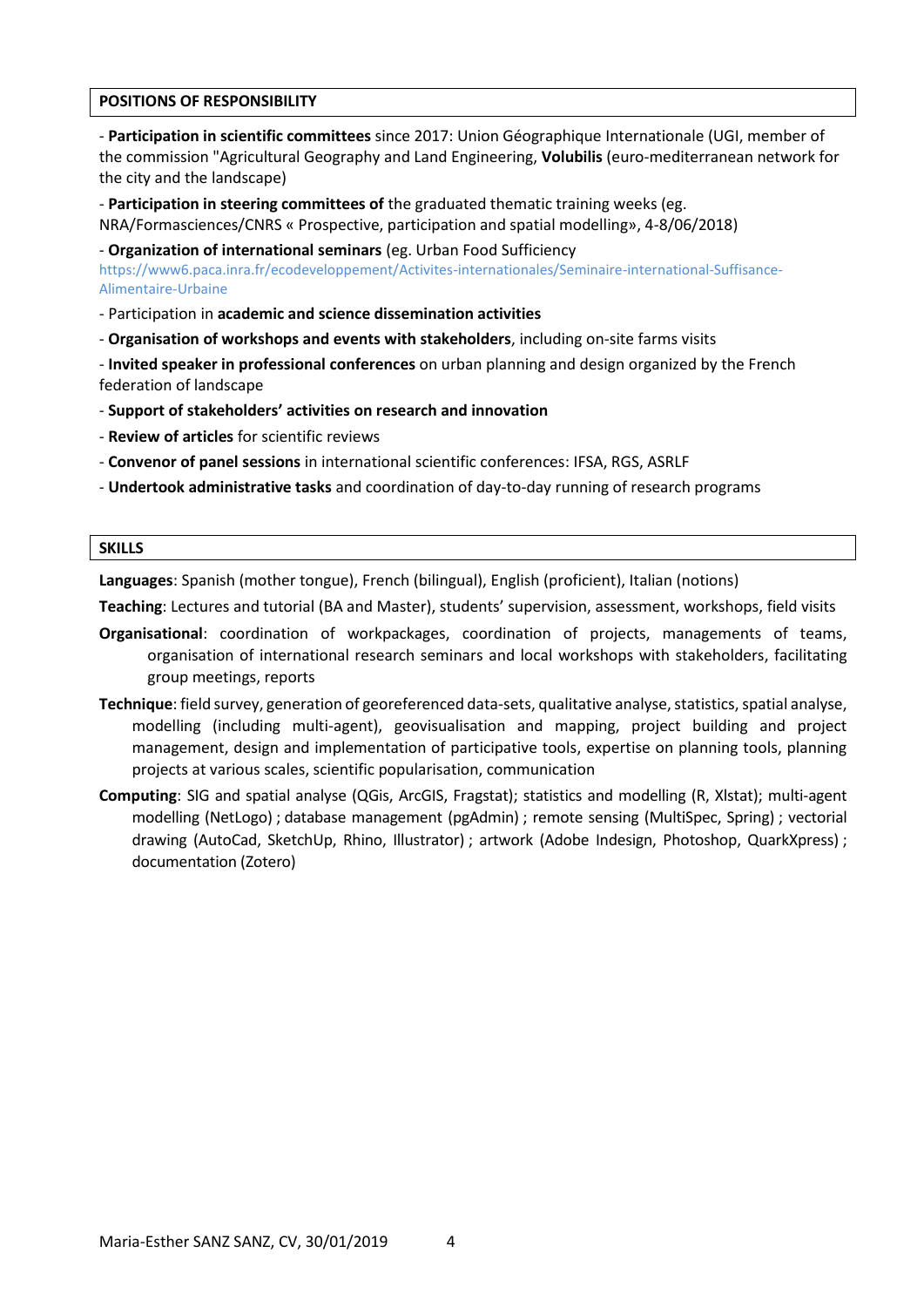## POSITIONS OF RESPONSIBILITY

- **Participation in scientific committees** since 2017: Union Géographique Internationale (UGI, member of the commission "Agricultural Geography and Land Engineering, **Volubilis** (euro-mediterranean network for the city and the landscape)

- **Participation in steering committees of** the graduated thematic training weeks (eg. NRA/Formasciences/CNRS « Prospective, participation and spatial modelling», 4-8/06/2018)

- **Organization of international seminars** (eg. Urban Food Sufficiency https://www6.paca.inra.fr/ecodeveloppement/Activites-internationales/Seminaire-international-Suffisance-Alimentaire-Urbaine

- Participation in **academic and science dissemination activities**

- **Organisation of workshops and events with stakeholders**, including on-site farms visits

- **Invited speaker in professional conferences** on urban planning and design organized by the French federation of landscape

- **Support of stakeholders' activities on research and innovation**

- **Review of articles** for scientific reviews

- **Convenor of panel sessions** in international scientific conferences: IFSA, RGS, ASRLF

- **Undertook administrative tasks** and coordination of day-to-day running of research programs

## SKILLS

**Languages**: Spanish (mother tongue), French (bilingual), English (proficient), Italian (notions)

**Teaching**: Lectures and tutorial (BA and Master), students' supervision, assessment, workshops, field visits

**Organisational**: coordination of workpackages, coordination of projects, managements of teams, organisation of international research seminars and local workshops with stakeholders, facilitating group meetings, reports

**Technique**: field survey, generation of georeferenced data-sets, qualitative analyse, statistics, spatial analyse, modelling (including multi-agent), geovisualisation and mapping, project building and project management, design and implementation of participative tools, expertise on planning tools, planning projects at various scales, scientific popularisation, communication

**Computing**: SIG and spatial analyse (QGis, ArcGIS, Fragstat); statistics and modelling (R, Xlstat); multi-agent modelling (NetLogo) ; database management (pgAdmin) ; remote sensing (MultiSpec, Spring) ; vectorial drawing (AutoCad, SketchUp, Rhino, Illustrator) ; artwork (Adobe Indesign, Photoshop, QuarkXpress) ; documentation (Zotero)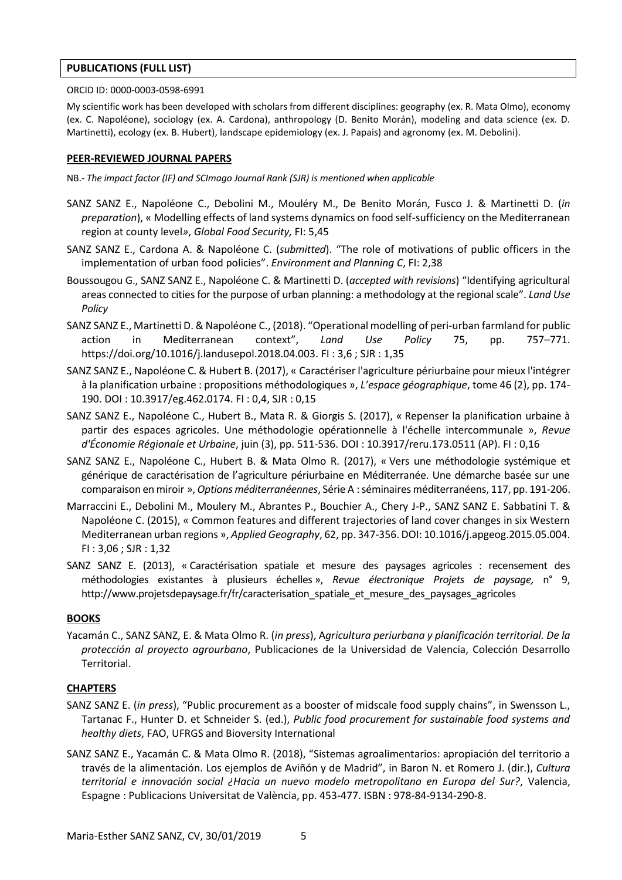## PUBLICATIONS (FULL LIST)

ORCID ID: 0000-0003-0598-6991

My scientific work has been developed with scholars from different disciplines: geography (ex. R. Mata Olmo), economy (ex. C. Napoléone), sociology (ex. A. Cardona), anthropology (D. Benito Morán), modeling and data science (ex. D. Martinetti), ecology (ex. B. Hubert), landscape epidemiology (ex. J. Papais) and agronomy (ex. M. Debolini).

### PEER-REVIEWED JOURNAL PAPERS

NB.- *The impact factor (IF) and SCImago Journal Rank (SJR) is mentioned when applicable*

SANZ SANZ E., Napoléone C., Debolini M., Mouléry M., De Benito Morán, Fusco J. & Martinetti D. (*in preparation*), « Modelling effects of land systems dynamics on food self-sufficiency on the Mediterranean region at county level», *Global Food Security,* FI: 5,45

SANZ SANZ E., Cardona A. & Napoléone C. (*submitted*). "The role of motivations of public officers in the implementation of urban food policies". *Environment and Planning C*, FI: 2,38

Boussougou G., SANZ SANZ E., Napoléone C. & Martinetti D. (*accepted with revisions*) "Identifying agricultural areas connected to cities for the purpose of urban planning: a methodology at the regional scale". *Land Use Policy*

SANZ SANZ E., Martinetti D. & Napoléone C., (2018). "Operational modelling of peri-urban farmland for public action in Mediterranean context", *Land Use Policy* 75, pp. 757–771. https://doi.org/10.1016/j.landusepol.2018.04.003. FI : 3,6 ; SJR : 1,35

SANZ SANZ E., Napoléone C. & Hubert B. (2017), « Caractériser l'agriculture périurbaine pour mieux l'intégrer à la planification urbaine : propositions méthodologiques », *L'espace géographique*, tome 46 (2), pp. 174-190. DOI : 10.3917/eg.462.0174. FI : 0,4, SJR : 0,15

SANZ SANZ E., Napoléone C., Hubert B., Mata R. & Giorgis S. (2017), « Repenser la planification urbaine à partir des espaces agricoles. Une méthodologie opérationnelle à l'échelle intercommunale », *Revue d'Économie Régionale et Urbaine*, juin (3), pp. 511-536. DOI : 10.3917/reru.173.0511 (AP). FI : 0,16

SANZ SANZ E., Napoléone C., Hubert B. & Mata Olmo R. (2017), « Vers une méthodologie systémique et générique de caractérisation de l'agriculture périurbaine en Méditerranée. Une démarche basée sur une comparaison en miroir », *Options méditerranéennes*, Série A : séminaires méditerranéens, 117, pp. 191-206.

Marraccini E., Debolini M., Moulery M., Abrantes P., Bouchier A., Chery J-P., SANZ SANZ E. Sabbatini T. & Napoléone C. (2015), « Common features and different trajectories of land cover changes in six Western Mediterranean urban regions », *Applied Geography*, 62, pp. 347-356. DOI: 10.1016/j.apgeog.2015.05.004. FI : 3,06 ; SJR : 1,32

SANZ SANZ E. (2013), « Caractérisation spatiale et mesure des paysages agricoles : recensement des méthodologies existantes à plusieurs échelles », *Revue électronique Projets de paysage,* n° 9, http://www.projetsdepaysage.fr/fr/caracterisation_spatiale_et_mesure_des_paysages_agricoles

### BOOKS

Yacamán C., SANZ SANZ, E. & Mata Olmo R. (*in press*), A*gricultura periurbana y planificación territorial. De la protección al proyecto agrourbano*, Publicaciones de la Universidad de Valencia, Colección Desarrollo Territorial.

### CHAPTERS

SANZ SANZ E. (*in press*), "Public procurement as a booster of midscale food supply chains", in Swensson L., Tartanac F., Hunter D. et Schneider S. (ed.), *Public food procurement for sustainable food systems and healthy diets*, FAO, UFRGS and Bioversity International

SANZ SANZ E., Yacamán C. & Mata Olmo R. (2018), "Sistemas agroalimentarios: apropiación del territorio a través de la alimentación. Los ejemplos de Aviñón y de Madrid", in Baron N. et Romero J. (dir.), *Cultura territorial e innovación social ¿Hacia un nuevo modelo metropolitano en Europa del Sur?*, Valencia, Espagne : Publicacions Universitat de València, pp. 453-477. ISBN : 978-84-9134-290-8.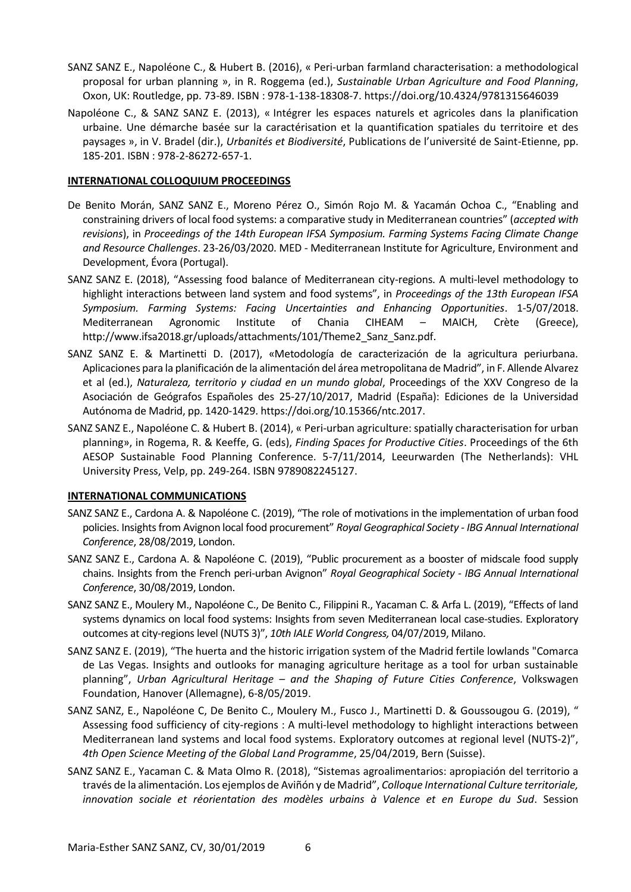SANZ SANZ E., Napoléone C., & Hubert B. (2016), « Peri-urban farmland characterisation: a methodological proposal for urban planning », in R. Roggema (ed.), *Sustainable Urban Agriculture and Food Planning*, Oxon, UK: Routledge, pp. 73-89. ISBN : 978-1-138-18308-7. https://doi.org/10.4324/9781315646039

Napoléone C., & SANZ SANZ E. (2013), « Intégrer les espaces naturels et agricoles dans la planification urbaine. Une démarche basée sur la caractérisation et la quantification spatiales du territoire et des paysages », in V. Bradel (dir.), *Urbanités et Biodiversité*, Publications de l'université de Saint-Etienne, pp. 185-201. ISBN : 978-2-86272-657-1.

**INTERNATIONAL COLLOQUIUM PROCEEDINGS**

De Benito Morán, SANZ SANZ E., Moreno Pérez O., Simón Rojo M. & Yacamán Ochoa C., "Enabling and constraining drivers of local food systems: a comparative study in Mediterranean countries" (*accepted with revisions*), in *Proceedings of the 14th European IFSA Symposium. Farming Systems Facing Climate Change and Resource Challenges*. 23-26/03/2020. MED - Mediterranean Institute for Agriculture, Environment and Development, Évora (Portugal).

SANZ SANZ E. (2018), "Assessing food balance of Mediterranean city-regions. A multi-level methodology to highlight interactions between land system and food systems", in *Proceedings of the 13th European IFSA Symposium. Farming Systems: Facing Uncertainties and Enhancing Opportunities*. 1-5/07/2018. Mediterranean Agronomic Institute of Chania CIHEAM – MAICH, Crète (Greece), http://www.ifsa2018.gr/uploads/attachments/101/Theme2_Sanz_Sanz.pdf.

SANZ SANZ E. & Martinetti D. (2017), «Metodología de caracterización de la agricultura periurbana. Aplicaciones para la planificación de la alimentación del área metropolitana de Madrid", in F. Allende Alvarez et al (ed.), *Naturaleza, territorio y ciudad en un mundo global*, Proceedings of the XXV Congreso de la Asociación de Geógrafos Españoles des 25-27/10/2017, Madrid (España): Ediciones de la Universidad Autónoma de Madrid, pp. 1420-1429. https://doi.org/10.15366/ntc.2017.

SANZ SANZ E., Napoléone C. & Hubert B. (2014), « Peri-urban agriculture: spatially characterisation for urban planning», in Rogema, R. & Keeffe, G. (eds), *Finding Spaces for Productive Cities*. Proceedings of the 6th AESOP Sustainable Food Planning Conference. 5-7/11/2014, Leeurwarden (The Netherlands): VHL University Press, Velp, pp. 249-264. ISBN 9789082245127.

**INTERNATIONAL COMMUNICATIONS**

SANZ SANZ E., Cardona A. & Napoléone C. (2019), "The role of motivations in the implementation of urban food policies. Insights from Avignon local food procurement" *Royal Geographical Society - IBG Annual International Conference*, 28/08/2019, London.

SANZ SANZ E., Cardona A. & Napoléone C. (2019), "Public procurement as a booster of midscale food supply chains. Insights from the French peri-urban Avignon" *Royal Geographical Society - IBG Annual International Conference*, 30/08/2019, London.

SANZ SANZ E., Moulery M., Napoléone C., De Benito C., Filippini R., Yacaman C. & Arfa L. (2019), "Effects of land systems dynamics on local food systems: Insights from seven Mediterranean local case-studies. Exploratory outcomes at city-regions level (NUTS 3)", *10th IALE World Congress,* 04/07/2019, Milano.

SANZ SANZ E. (2019), "The huerta and the historic irrigation system of the Madrid fertile lowlands "Comarca de Las Vegas. Insights and outlooks for managing agriculture heritage as a tool for urban sustainable planning", *Urban Agricultural Heritage – and the Shaping of Future Cities Conference*, Volkswagen Foundation, Hanover (Allemagne), 6-8/05/2019.

SANZ SANZ, E., Napoléone C, De Benito C., Moulery M., Fusco J., Martinetti D. & Goussougou G. (2019), " Assessing food sufficiency of city-regions : A multi-level methodology to highlight interactions between Mediterranean land systems and local food systems. Exploratory outcomes at regional level (NUTS-2)", *4th Open Science Meeting of the Global Land Programme*, 25/04/2019, Bern (Suisse).

SANZ SANZ E., Yacaman C. & Mata Olmo R. (2018), "Sistemas agroalimentarios: apropiación del territorio a través de la alimentación. Los ejemplos de Aviñón y de Madrid", *Colloque International Culture territoriale, innovation sociale et réorientation des modèles urbains à Valence et en Europe du Sud*. Session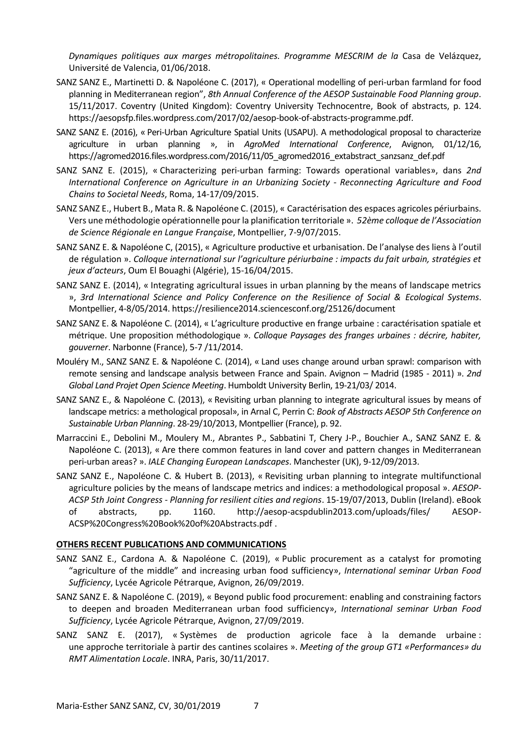*Dynamiques politiques aux marges métropolitaines. Programme MESCRIM de la* Casa de Velázquez, Université de Valencia, 01/06/2018.

- SANZ SANZ E., Martinetti D. & Napoléone C. (2017), « Operational modelling of peri-urban farmland for food planning in Mediterranean region", *8th Annual Conference of the AESOP Sustainable Food Planning group*. 15/11/2017. Coventry (United Kingdom): Coventry University Technocentre, Book of abstracts, p. 124. https://aesopsfp.files.wordpress.com/2017/02/aesop-book-of-abstracts-programme.pdf.
- SANZ SANZ E. (2016), « Peri-Urban Agriculture Spatial Units (USAPU). A methodological proposal to characterize agriculture in urban planning », in *AgroMed International Conference*, Avignon, 01/12/16, https://agromed2016.files.wordpress.com/2016/11/05_agromed2016_extabstract_sanzsanz_def.pdf
- SANZ SANZ E. (2015), « Characterizing peri-urban farming: Towards operational variables», dans *2nd International Conference on Agriculture in an Urbanizing Society - Reconnecting Agriculture and Food Chains to Societal Needs*, Roma, 14-17/09/2015.
- SANZ SANZ E., Hubert B., Mata R. & Napoléone C. (2015), « Caractérisation des espaces agricoles périurbains. Vers une méthodologie opérationnelle pour la planification territoriale ». *52ème colloque de l'Association de Science Régionale en Langue Française*, Montpellier, 7-9/07/2015.
- SANZ SANZ E. & Napoléone C, (2015), « Agriculture productive et urbanisation. De l'analyse des liens à l'outil de régulation ». *Colloque international sur l'agriculture périurbaine : impacts du fait urbain, stratégies et jeux d'acteurs*, Oum El Bouaghi (Algérie), 15-16/04/2015.
- SANZ SANZ E. (2014), « Integrating agricultural issues in urban planning by the means of landscape metrics », *3rd International Science and Policy Conference on the Resilience of Social & Ecological Systems*. Montpellier, 4-8/05/2014. https://resilience2014.sciencesconf.org/25126/document
- SANZ SANZ E. & Napoléone C. (2014), « L'agriculture productive en frange urbaine : caractérisation spatiale et métrique. Une proposition méthodologique ». *Colloque Paysages des franges urbaines : décrire, habiter, gouverner*. Narbonne (France), 5-7 /11/2014.
- Mouléry M., SANZ SANZ E. & Napoléone C. (2014), « Land uses change around urban sprawl: comparison with remote sensing and landscape analysis between France and Spain. Avignon – Madrid (1985 - 2011) ». *2nd Global Land Projet Open Science Meeting*. Humboldt University Berlin, 19-21/03/ 2014.
- SANZ SANZ E., & Napoléone C. (2013), « Revisiting urban planning to integrate agricultural issues by means of landscape metrics: a methological proposal», in Arnal C, Perrin C: *Book of Abstracts AESOP 5th Conference on Sustainable Urban Planning*. 28-29/10/2013, Montpellier (France), p. 92.
- Marraccini E., Debolini M., Moulery M., Abrantes P., Sabbatini T, Chery J-P., Bouchier A., SANZ SANZ E. & Napoléone C. (2013), « Are there common features in land cover and pattern changes in Mediterranean peri-urban areas? ». *IALE Changing European Landscapes*. Manchester (UK), 9-12/09/2013.
- SANZ SANZ E., Napoléone C. & Hubert B. (2013), « Revisiting urban planning to integrate multifunctional agriculture policies by the means of landscape metrics and indices: a methodological proposal ». *AESOP-ACSP 5th Joint Congress - Planning for resilient cities and regions*. 15-19/07/2013, Dublin (Ireland). eBook of abstracts, pp. 1160. http://aesop-acspdublin2013.com/uploads/files/ AESOP-ACSP%20Congress%20Book%20of%20Abstracts.pdf .

**OTHERS RECENT PUBLICATIONS AND COMMUNICATIONS**

- SANZ SANZ E., Cardona A. & Napoléone C. (2019), « Public procurement as a catalyst for promoting "agriculture of the middle" and increasing urban food sufficiency», *International seminar Urban Food Sufficiency*, Lycée Agricole Pétrarque, Avignon, 26/09/2019.
- SANZ SANZ E. & Napoléone C. (2019), « Beyond public food procurement: enabling and constraining factors to deepen and broaden Mediterranean urban food sufficiency», *International seminar Urban Food Sufficiency*, Lycée Agricole Pétrarque, Avignon, 27/09/2019.
- SANZ SANZ E. (2017), « Systèmes de production agricole face à la demande urbaine : une approche territoriale à partir des cantines scolaires ». *Meeting of the group GT1 «Performances» du RMT Alimentation Locale*. INRA, Paris, 30/11/2017.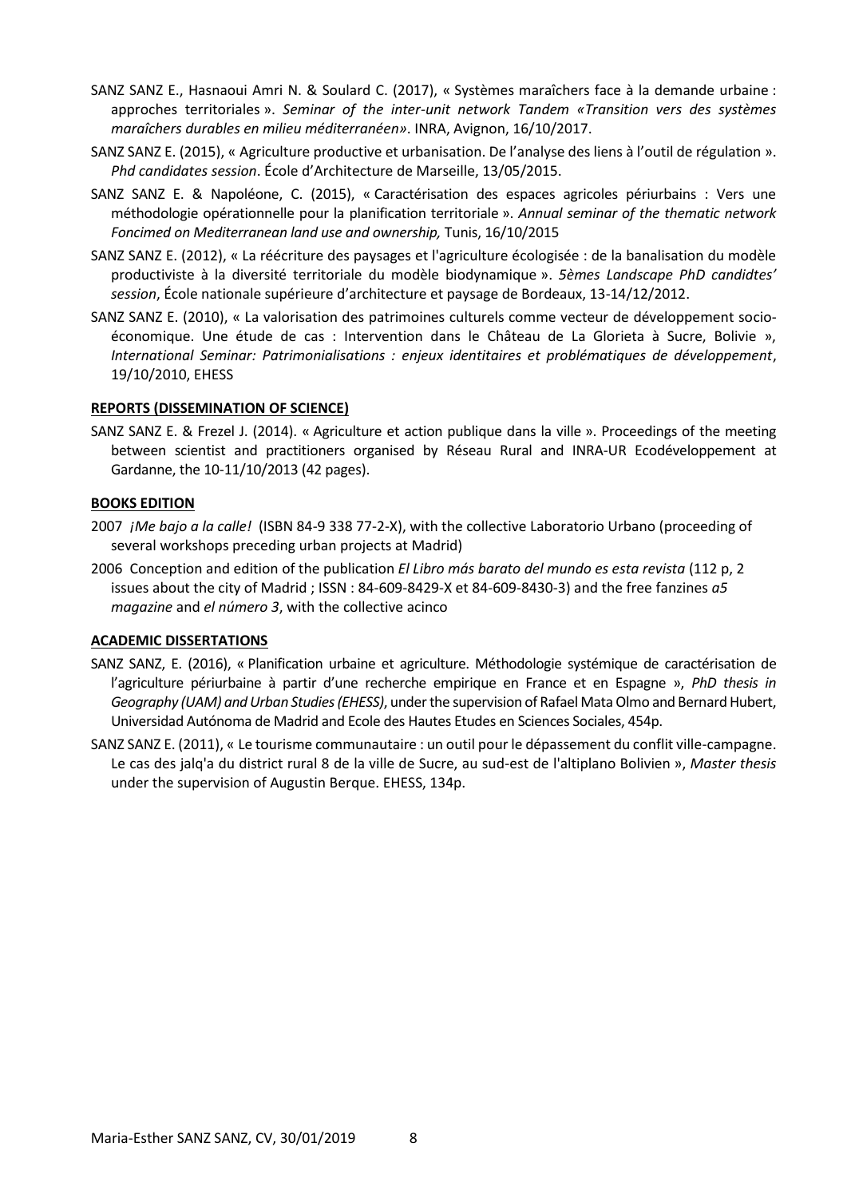SANZ SANZ E., Hasnaoui Amri N. & Soulard C. (2017), « Systèmes maraîchers face à la demande urbaine : approches territoriales ». *Seminar of the inter-unit network Tandem «Transition vers des systèmes maraîchers durables en milieu méditerranéen»*. INRA, Avignon, 16/10/2017.

SANZ SANZ E. (2015), « Agriculture productive et urbanisation. De l'analyse des liens à l'outil de régulation ». *Phd candidates session*. École d'Architecture de Marseille, 13/05/2015.

SANZ SANZ E. & Napoléone, C. (2015), « Caractérisation des espaces agricoles périurbains : Vers une méthodologie opérationnelle pour la planification territoriale ». *Annual seminar of the thematic network Foncimed on Mediterranean land use and ownership,* Tunis, 16/10/2015

SANZ SANZ E. (2012), « La réécriture des paysages et l'agriculture écologisée : de la banalisation du modèle productiviste à la diversité territoriale du modèle biodynamique ». *5èmes Landscape PhD candidtes' session*, École nationale supérieure d'architecture et paysage de Bordeaux, 13-14/12/2012.

SANZ SANZ E. (2010), « La valorisation des patrimoines culturels comme vecteur de développement socio-économique. Une étude de cas : Intervention dans le Château de La Glorieta à Sucre, Bolivie », *International Seminar: Patrimonialisations : enjeux identitaires et problématiques de développement*, 19/10/2010, EHESS

**REPORTS (DISSEMINATION OF SCIENCE)**

SANZ SANZ E. & Frezel J. (2014). « Agriculture et action publique dans la ville ». Proceedings of the meeting between scientist and practitioners organised by Réseau Rural and INRA-UR Ecodéveloppement at Gardanne, the 10-11/10/2013 (42 pages).

**BOOKS EDITION**

2007 *¡Me bajo a la calle!* (ISBN 84-9 338 77-2-X), with the collective Laboratorio Urbano (proceeding of several workshops preceding urban projects at Madrid)

2006 Conception and edition of the publication *El Libro más barato del mundo es esta revista* (112 p, 2 issues about the city of Madrid ; ISSN : 84-609-8429-X et 84-609-8430-3) and the free fanzines *a5 magazine* and *el número 3*, with the collective acinco

**ACADEMIC DISSERTATIONS**

SANZ SANZ, E. (2016), « Planification urbaine et agriculture. Méthodologie systémique de caractérisation de l'agriculture périurbaine à partir d'une recherche empirique en France et en Espagne », *PhD thesis in Geography (UAM) and Urban Studies (EHESS)*, under the supervision of Rafael Mata Olmo and Bernard Hubert, Universidad Autónoma de Madrid and Ecole des Hautes Etudes en Sciences Sociales, 454p.

SANZ SANZ E. (2011), « Le tourisme communautaire : un outil pour le dépassement du conflit ville-campagne. Le cas des jalq'a du district rural 8 de la ville de Sucre, au sud-est de l'altiplano Bolivien », *Master thesis* under the supervision of Augustin Berque. EHESS, 134p.